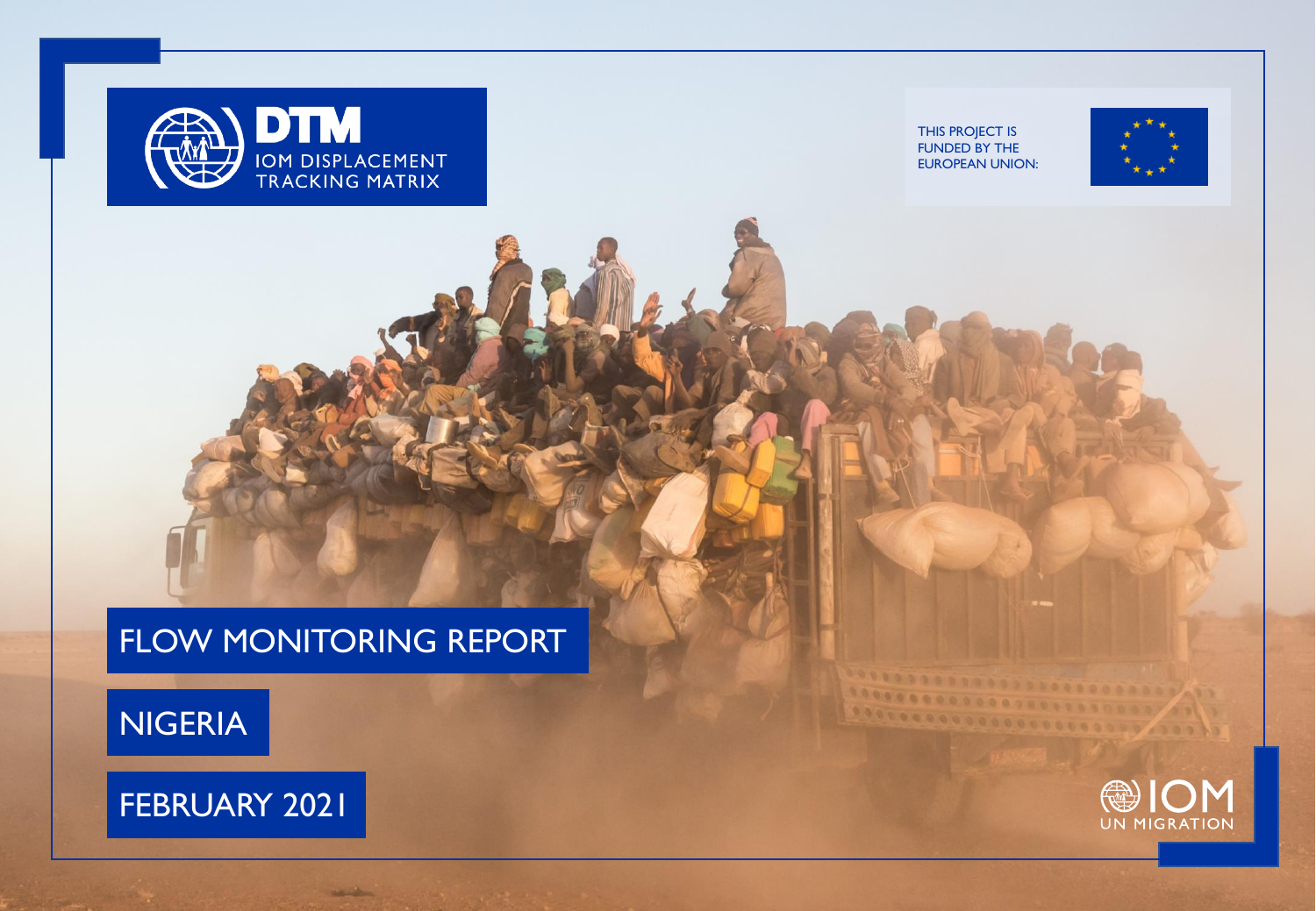DTM

IOM DISPLACEMENT TRACKING MATRIX

THIS PROJECT IS FUNDED BY THE EUROPEAN UNION:

# FLOW MONITORING REPORT

# NIGERIA

# FEBRUARY 2021

IOM UN MIGRATION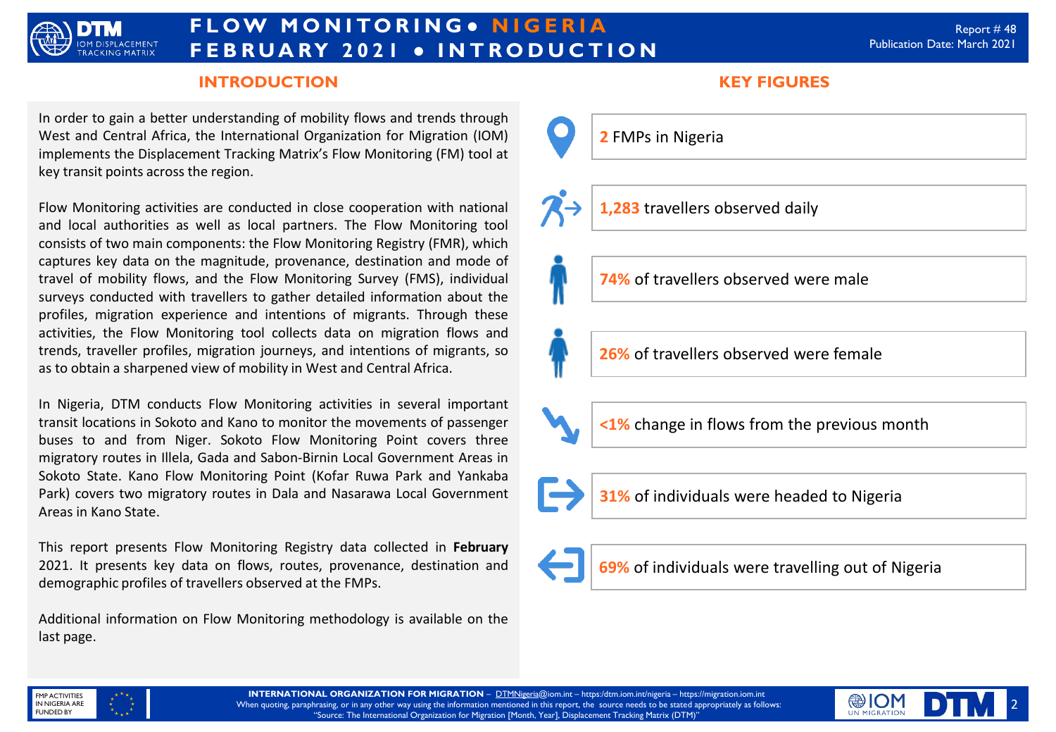## INTRODUCTION

In order to gain a better understanding of mobility flows and trends through West and Central Africa, the International Organization for Migration (IOM) implements the Displacement Tracking Matrix's Flow Monitoring (FM) tool at key transit points across the region.

Flow Monitoring activities are conducted in close cooperation with national and local authorities as well as local partners. The Flow Monitoring tool consists of two main components: the Flow Monitoring Registry (FMR), which captures key data on the magnitude, provenance, destination and mode of travel of mobility flows, and the Flow Monitoring Survey (FMS), individual surveys conducted with travellers to gather detailed information about the profiles, migration experience and intentions of migrants. Through these activities, the Flow Monitoring tool collects data on migration flows and trends, traveller profiles, migration journeys, and intentions of migrants, so as to obtain a sharpened view of mobility in West and Central Africa.

In Nigeria, DTM conducts Flow Monitoring activities in several important transit locations in Sokoto and Kano to monitor the movements of passenger buses to and from Niger. Sokoto Flow Monitoring Point covers three migratory routes in Illela, Gada and Sabon-Birnin Local Government Areas in Sokoto State. Kano Flow Monitoring Point (Kofar Ruwa Park and Yankaba Park) covers two migratory routes in Dala and Nasarawa Local Government Areas in Kano State.

This report presents Flow Monitoring Registry data collected in **February** 2021. It presents key data on flows, routes, provenance, destination and demographic profiles of travellers observed at the FMPs.

Additional information on Flow Monitoring methodology is available on the last page.

## KEY FIGURES

- **2** FMPs in Nigeria
- **1,283** travellers observed daily
- **74%** of travellers observed were male
- **26%** of travellers observed were female
- **<1%** change in flows from the previous month
- **31%** of individuals were headed to Nigeria
- **69%** of individuals were travelling out of Nigeria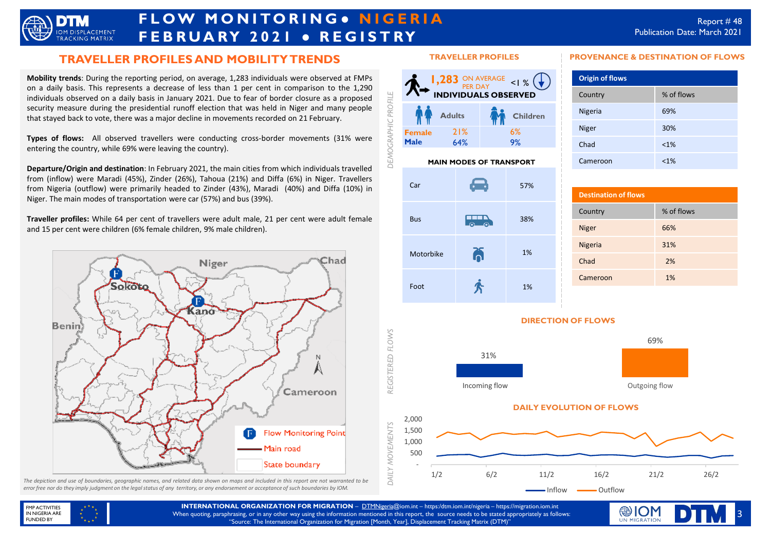# FLOW MONITORING • NIGERIA
# FEBRUARY 2021 • REGISTRY

Report # 48
Publication Date: March 2021

## TRAVELLER PROFILES AND MOBILITY TRENDS

**Mobility trends**: During the reporting period, on average, 1,283 individuals were observed at FMPs on a daily basis. This represents a decrease of less than 1 per cent in comparison to the 1,290 individuals observed on a daily basis in January 2021. Due to fear of border closure as a proposed security measure during the presidential runoff election that was held in Niger and many people that stayed back to vote, there was a major decline in movements recorded on 21 February.

**Types of flows:** All observed travellers were conducting cross-border movements (31% were entering the country, while 69% were leaving the country).

**Departure/Origin and destination**: In February 2021, the main cities from which individuals travelled from (inflow) were Maradi (45%), Zinder (26%), Tahoua (21%) and Diffa (6%) in Niger. Travellers from Nigeria (outflow) were primarily headed to Zinder (43%), Maradi (40%) and Diffa (10%) in Niger. The main modes of transportation were car (57%) and bus (39%).

**Traveller profiles:** While 64 per cent of travellers were adult male, 21 per cent were adult female and 15 per cent were children (6% female children, 9% male children).

Niger
Chad
Sokoto
Kano
Benin
Cameroon
N
Flow Monitoring Point
Main road
State boundary

*The depiction and use of boundaries, geographic names, and related data shown on maps and included in this report are not warranted to be error free nor do they imply judgment on the legal status of any territory, or any endorsement or acceptance of such boundaries by IOM.*

## TRAVELLER PROFILES

DEMOGRAPHIC PROFILE

**1,283** ON AVERAGE PER DAY **INDIVIDUALS OBSERVED** <1 %

| | Adults | Children |
|---|---|---|
| Female | 21% | 6% |
| Male | 64% | 9% |

### MAIN MODES OF TRANSPORT

| | |
|---|---|
| Car | 57% |
| Bus | 38% |
| Motorbike | 1% |
| Foot | 1% |

## PROVENANCE & DESTINATION OF FLOWS

| Origin of flows | |
|---|---|
| Country | % of flows |
| Nigeria | 69% |
| Niger | 30% |
| Chad | <1% |
| Cameroon | <1% |

| Destination of flows | |
|---|---|
| Country | % of flows |
| Niger | 66% |
| Nigeria | 31% |
| Chad | 2% |
| Cameroon | 1% |

REGISTERED FLOWS

### DIRECTION OF FLOWS

31%
Incoming flow
69%
Outgoing flow

### DAILY EVOLUTION OF FLOWS

DAILY MOVEMENTS

2,000
1,500
1,000
500
-
1/2
6/2
11/2
16/2
21/2
26/2
Inflow
Outflow

FMP ACTIVITIES IN NIGERIA ARE FUNDED BY

**INTERNATIONAL ORGANIZATION FOR MIGRATION** – DTMNigeria@iom.int – https:/dtm.iom.int/nigeria – https://migration.iom.int
When quoting, paraphrasing, or in any other way using the information mentioned in this report, the source needs to be stated appropriately as follows: "Source: The International Organization for Migration [Month, Year], Displacement Tracking Matrix (DTM)"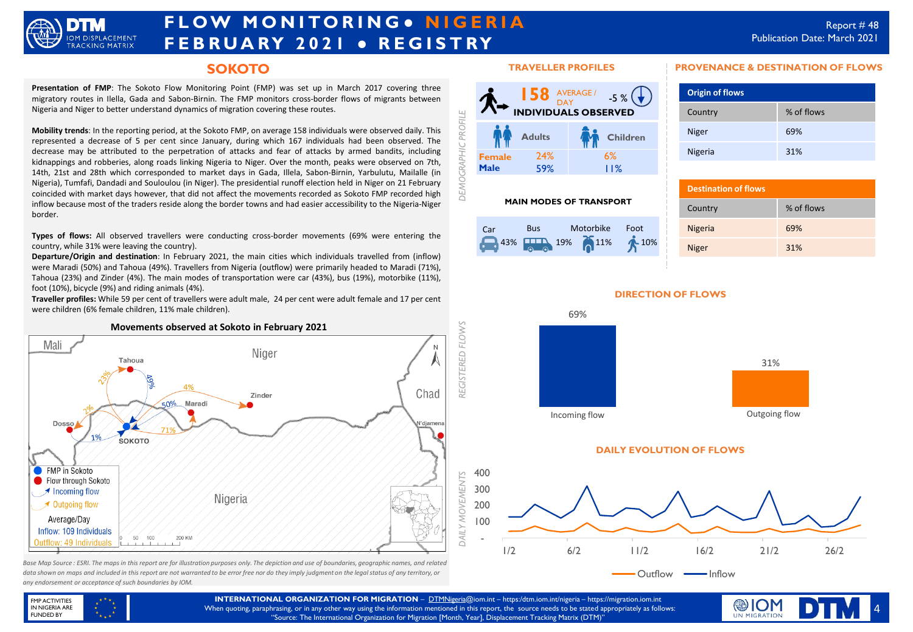# FLOW MONITORING • NIGERIA
# FEBRUARY 2021 • REGISTRY

Report # 48
Publication Date: March 2021

## SOKOTO

**Presentation of FMP**: The Sokoto Flow Monitoring Point (FMP) was set up in March 2017 covering three migratory routes in Ilella, Gada and Sabon-Birnin. The FMP monitors cross-border flows of migrants between Nigeria and Niger to better understand dynamics of migration covering these routes.

**Mobility trends**: In the reporting period, at the Sokoto FMP, on average 158 individuals were observed daily. This represented a decrease of 5 per cent since January, during which 167 individuals had been observed. The decrease may be attributed to the perpetration of attacks and fear of attacks by armed bandits, including kidnappings and robberies, along roads linking Nigeria to Niger. Over the month, peaks were observed on 7th, 14th, 21st and 28th which corresponded to market days in Gada, Illela, Sabon-Birnin, Yarbulutu, Mailalle (in Nigeria), Tumfafi, Dandadi and Souloulou (in Niger). The presidential runoff election held in Niger on 21 February coincided with market days however, that did not affect the movements recorded as Sokoto FMP recorded high inflow because most of the traders reside along the border towns and had easier accessibility to the Nigeria-Niger border.

**Types of flows:** All observed travellers were conducting cross-border movements (69% were entering the country, while 31% were leaving the country).
**Departure/Origin and destination**: In February 2021, the main cities which individuals travelled from (inflow) were Maradi (50%) and Tahoua (49%). Travellers from Nigeria (outflow) were primarily headed to Maradi (71%), Tahoua (23%) and Zinder (4%). The main modes of transportation were car (43%), bus (19%), motorbike (11%), foot (10%), bicycle (9%) and riding animals (4%).
**Traveller profiles:** While 59 per cent of travellers were adult male, 24 per cent were adult female and 17 per cent were children (6% female children, 11% male children).

### Movements observed at Sokoto in February 2021

Mali
Niger
Chad
Nigeria
Tahoua
Zinder
Maradi
Dosso
SOKOTO
N'djamena
23%
49%
4%
50%
2%
71%
1%

FMP in Sokoto
Flow through Sokoto
Incoming flow
Outgoing flow
Average/Day
Inflow: 109 Individuals
Outflow: 49 Individuals
0 50 100 200 KM

*Base Map Source : ESRI. The maps in this report are for illustration purposes only. The depiction and use of boundaries, geographic names, and related data shown on maps and included in this report are not warranted to be error free nor do they imply judgment on the legal status of any territory, or any endorsement or acceptance of such boundaries by IOM.*

## TRAVELLER PROFILES

DEMOGRAPHIC PROFILE

**158** AVERAGE / DAY -5 %
**INDIVIDUALS OBSERVED**

| | Adults | Children |
|---|---|---|
| Female | 24% | 6% |
| Male | 59% | 11% |

**MAIN MODES OF TRANSPORT**

| Car | Bus | Motorbike | Foot |
|---|---|---|---|
| 43% | 19% | 11% | 10% |

## PROVENANCE & DESTINATION OF FLOWS

| Origin of flows | |
|---|---|
| Country | % of flows |
| Niger | 69% |
| Nigeria | 31% |

| Destination of flows | |
|---|---|
| Country | % of flows |
| Nigeria | 69% |
| Niger | 31% |

## DIRECTION OF FLOWS

REGISTERED FLOWS

69%
Incoming flow
31%
Outgoing flow

## DAILY EVOLUTION OF FLOWS

DAILY MOVEMENTS

400
300
200
100
-
1/2
6/2
11/2
16/2
21/2
26/2

Outflow
Inflow

**INTERNATIONAL ORGANIZATION FOR MIGRATION** – DTMNigeria@iom.int – https://dtm.iom.int/nigeria – https://migration.iom.int
When quoting, paraphrasing, or in any other way using the information mentioned in this report, the source needs to be stated appropriately as follows: "Source: The International Organization for Migration [Month, Year], Displacement Tracking Matrix (DTM)"

FMP ACTIVITIES IN NIGERIA ARE FUNDED BY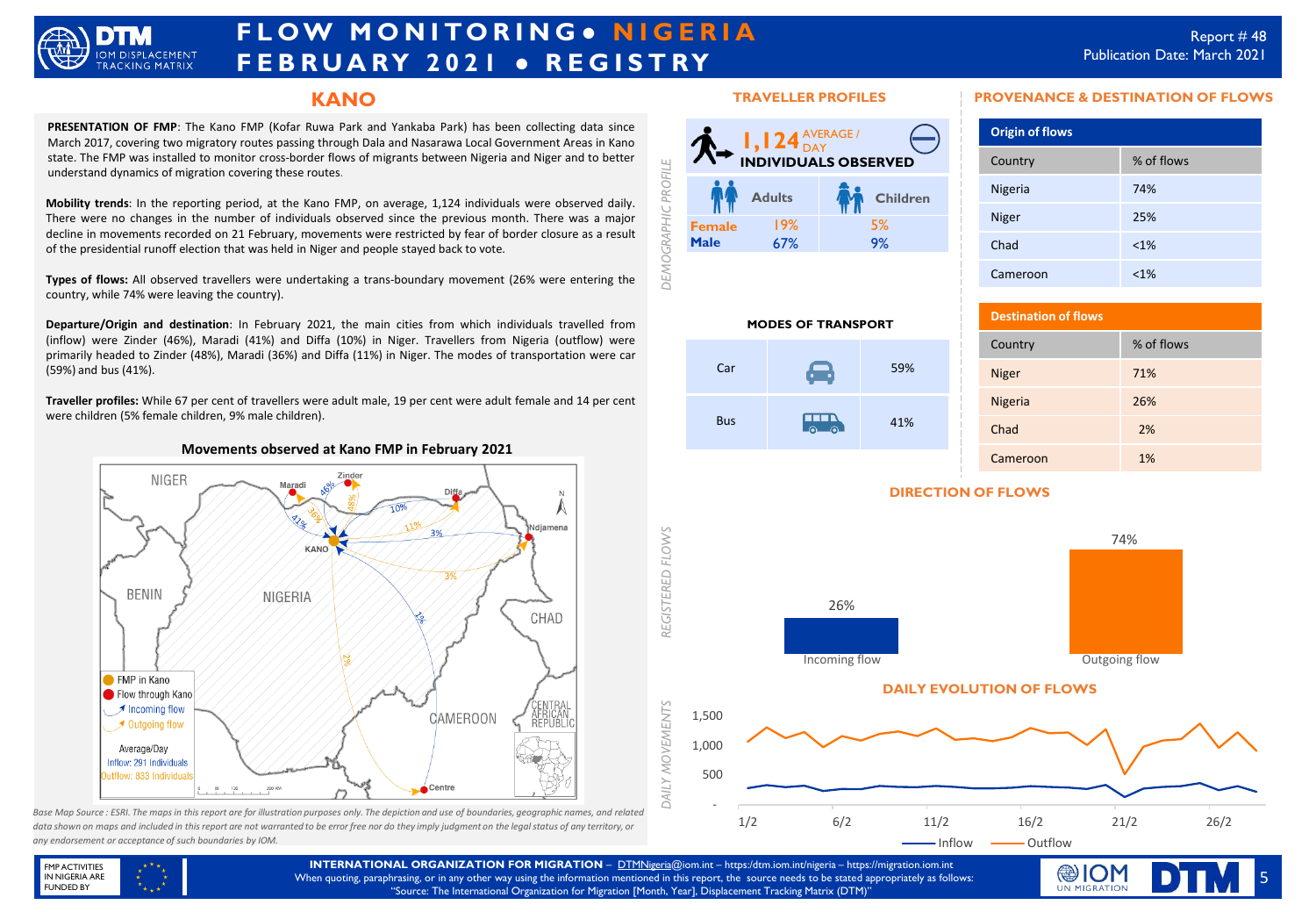# FLOW MONITORING • NIGERIA
# FEBRUARY 2021 • REGISTRY

Report # 48
Publication Date: March 2021

## KANO

**PRESENTATION OF FMP**: The Kano FMP (Kofar Ruwa Park and Yankaba Park) has been collecting data since March 2017, covering two migratory routes passing through Dala and Nasarawa Local Government Areas in Kano state. The FMP was installed to monitor cross-border flows of migrants between Nigeria and Niger and to better understand dynamics of migration covering these routes.

**Mobility trends**: In the reporting period, at the Kano FMP, on average, 1,124 individuals were observed daily. There were no changes in the number of individuals observed since the previous month. There was a major decline in movements recorded on 21 February, movements were restricted by fear of border closure as a result of the presidential runoff election that was held in Niger and people stayed back to vote.

**Types of flows:** All observed travellers were undertaking a trans-boundary movement (26% were entering the country, while 74% were leaving the country).

**Departure/Origin and destination**: In February 2021, the main cities from which individuals travelled from (inflow) were Zinder (46%), Maradi (41%) and Diffa (10%) in Niger. Travellers from Nigeria (outflow) were primarily headed to Zinder (48%), Maradi (36%) and Diffa (11%) in Niger. The modes of transportation were car (59%) and bus (41%).

**Traveller profiles:** While 67 per cent of travellers were adult male, 19 per cent were adult female and 14 per cent were children (5% female children, 9% male children).

### Movements observed at Kano FMP in February 2021

NIGER, Maradi, Zinder, Diffa, Ndjamena, KANO, BENIN, NIGERIA, CHAD, CAMEROON, CENTRAL AFRICAN REPUBLIC, Centre

46%, 48%, 36%, 41%, 10%, 11%, 3%, 3%, 1%, 2%

FMP in Kano
Flow through Kano
Incoming flow
Outgoing flow

Average/Day
Inflow: 291 Individuals
Outflow: 833 Individuals

*Base Map Source : ESRI. The maps in this report are for illustration purposes only. The depiction and use of boundaries, geographic names, and related data shown on maps and included in this report are not warranted to be error free nor do they imply judgment on the legal status of any territory, or any endorsement or acceptance of such boundaries by IOM.*

## TRAVELLER PROFILES

### DEMOGRAPHIC PROFILE

**1,124** AVERAGE / DAY INDIVIDUALS OBSERVED

| | Adults | Children |
|---|---|---|
| Female | 19% | 5% |
| Male | 67% | 9% |

### MODES OF TRANSPORT

| | |
|---|---|
| Car | 59% |
| Bus | 41% |

## PROVENANCE & DESTINATION OF FLOWS

**Origin of flows**

| Country | % of flows |
|---|---|
| Nigeria | 74% |
| Niger | 25% |
| Chad | <1% |
| Cameroon | <1% |

**Destination of flows**

| Country | % of flows |
|---|---|
| Niger | 71% |
| Nigeria | 26% |
| Chad | 2% |
| Cameroon | 1% |

## DIRECTION OF FLOWS

REGISTERED FLOWS

Incoming flow 26%
Outgoing flow 74%

## DAILY EVOLUTION OF FLOWS

DAILY MOVEMENTS

1,500
1,000
500
-

1/2, 6/2, 11/2, 16/2, 21/2, 26/2

Inflow — Outflow

FMP ACTIVITIES IN NIGERIA ARE FUNDED BY

**INTERNATIONAL ORGANIZATION FOR MIGRATION** – DTMNigeria@iom.int – https://dtm.iom.int/nigeria – https://migration.iom.int
When quoting, paraphrasing, or in any other way using the information mentioned in this report, the source needs to be stated appropriately as follows: "Source: The International Organization for Migration [Month, Year], Displacement Tracking Matrix (DTM)"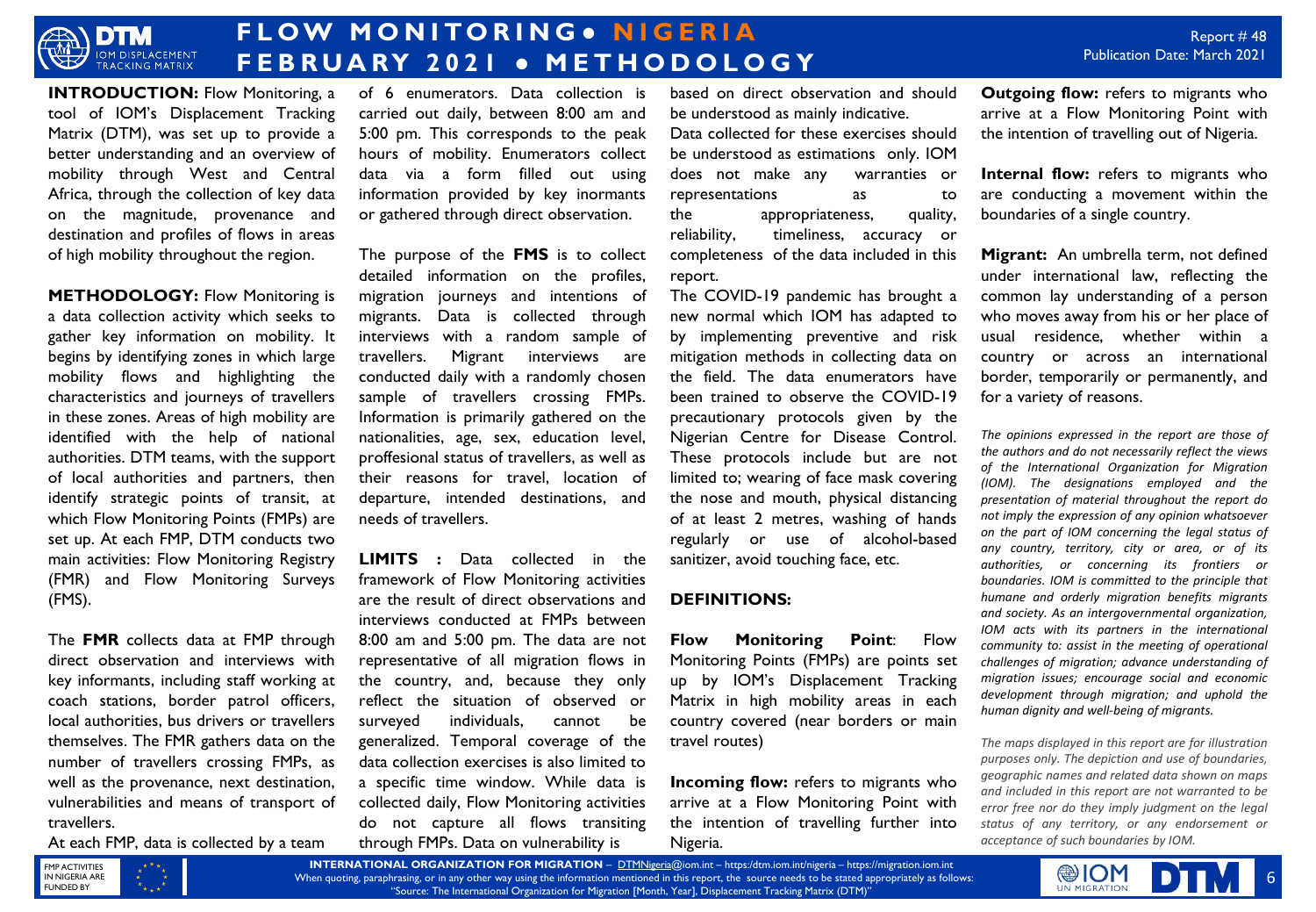# FLOW MONITORING • NIGERIA
## FEBRUARY 2021 • METHODOLOGY

Report # 48
Publication Date: March 2021

**INTRODUCTION:** Flow Monitoring, a tool of IOM's Displacement Tracking Matrix (DTM), was set up to provide a better understanding and an overview of mobility through West and Central Africa, through the collection of key data on the magnitude, provenance and destination and profiles of flows in areas of high mobility throughout the region.

**METHODOLOGY:** Flow Monitoring is a data collection activity which seeks to gather key information on mobility. It begins by identifying zones in which large mobility flows and highlighting the characteristics and journeys of travellers in these zones. Areas of high mobility are identified with the help of national authorities. DTM teams, with the support of local authorities and partners, then identify strategic points of transit, at which Flow Monitoring Points (FMPs) are set up. At each FMP, DTM conducts two main activities: Flow Monitoring Registry (FMR) and Flow Monitoring Surveys (FMS).

The **FMR** collects data at FMP through direct observation and interviews with key informants, including staff working at coach stations, border patrol officers, local authorities, bus drivers or travellers themselves. The FMR gathers data on the number of travellers crossing FMPs, as well as the provenance, next destination, vulnerabilities and means of transport of travellers.

At each FMP, data is collected by a team of 6 enumerators. Data collection is carried out daily, between 8:00 am and 5:00 pm. This corresponds to the peak hours of mobility. Enumerators collect data via a form filled out using information provided by key inormants or gathered through direct observation.

The purpose of the **FMS** is to collect detailed information on the profiles, migration journeys and intentions of migrants. Data is collected through interviews with a random sample of travellers. Migrant interviews are conducted daily with a randomly chosen sample of travellers crossing FMPs. Information is primarily gathered on the nationalities, age, sex, education level, proffesional status of travellers, as well as their reasons for travel, location of departure, intended destinations, and needs of travellers.

**LIMITS :** Data collected in the framework of Flow Monitoring activities are the result of direct observations and interviews conducted at FMPs between 8:00 am and 5:00 pm. The data are not representative of all migration flows in the country, and, because they only reflect the situation of observed or surveyed individuals, cannot be generalized. Temporal coverage of the data collection exercises is also limited to a specific time window. While data is collected daily, Flow Monitoring activities do not capture all flows transiting through FMPs. Data on vulnerability is based on direct observation and should be understood as mainly indicative.

Data collected for these exercises should be understood as estimations only. IOM does not make any warranties or representations as to the appropriateness, quality, reliability, timeliness, accuracy or completeness of the data included in this report.

The COVID-19 pandemic has brought a new normal which IOM has adapted to by implementing preventive and risk mitigation methods in collecting data on the field. The data enumerators have been trained to observe the COVID-19 precautionary protocols given by the Nigerian Centre for Disease Control. These protocols include but are not limited to; wearing of face mask covering the nose and mouth, physical distancing of at least 2 metres, washing of hands regularly or use of alcohol-based sanitizer, avoid touching face, etc.

**DEFINITIONS:**

**Flow Monitoring Point**: Flow Monitoring Points (FMPs) are points set up by IOM's Displacement Tracking Matrix in high mobility areas in each country covered (near borders or main travel routes)

**Incoming flow:** refers to migrants who arrive at a Flow Monitoring Point with the intention of travelling further into Nigeria.

**Outgoing flow:** refers to migrants who arrive at a Flow Monitoring Point with the intention of travelling out of Nigeria.

**Internal flow:** refers to migrants who are conducting a movement within the boundaries of a single country.

**Migrant:** An umbrella term, not defined under international law, reflecting the common lay understanding of a person who moves away from his or her place of usual residence, whether within a country or across an international border, temporarily or permanently, and for a variety of reasons.

*The opinions expressed in the report are those of the authors and do not necessarily reflect the views of the International Organization for Migration (IOM). The designations employed and the presentation of material throughout the report do not imply the expression of any opinion whatsoever on the part of IOM concerning the legal status of any country, territory, city or area, or of its authorities, or concerning its frontiers or boundaries. IOM is committed to the principle that humane and orderly migration benefits migrants and society. As an intergovernmental organization, IOM acts with its partners in the international community to: assist in the meeting of operational challenges of migration; advance understanding of migration issues; encourage social and economic development through migration; and uphold the human dignity and well-being of migrants.*

*The maps displayed in this report are for illustration purposes only. The depiction and use of boundaries, geographic names and related data shown on maps and included in this report are not warranted to be error free nor do they imply judgment on the legal status of any territory, or any endorsement or acceptance of such boundaries by IOM.*

FMP ACTIVITIES IN NIGERIA ARE FUNDED BY

**INTERNATIONAL ORGANIZATION FOR MIGRATION** – DTMNigeria@iom.int – https:/dtm.iom.int/nigeria – https://migration.iom.int
When quoting, paraphrasing, or in any other way using the information mentioned in this report, the source needs to be stated appropriately as follows: "Source: The International Organization for Migration [Month, Year], Displacement Tracking Matrix (DTM)"